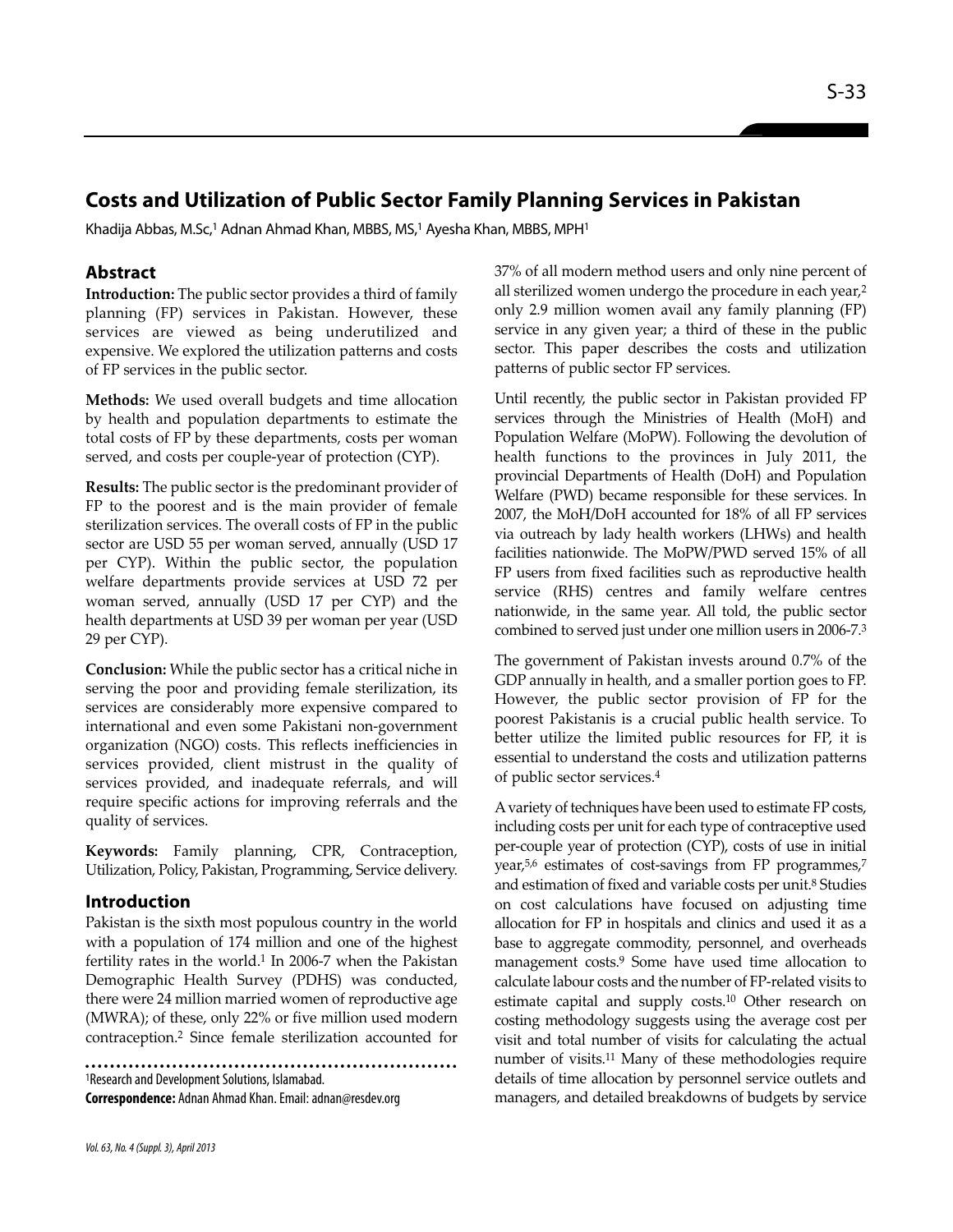# Costs and Utilization of Public Sector Family Planning Services in Pakistan

Khadija Abbas, M.Sc,[1] Adnan Ahmad Khan, MBBS, MS,[1] Ayesha Khan, MBBS, MPH[1]

## Abstract

**Introduction:** The public sector provides a third of family planning (FP) services in Pakistan. However, these services are viewed as being underutilized and expensive. We explored the utilization patterns and costs of FP services in the public sector.

**Methods:** We used overall budgets and time allocation by health and population departments to estimate the total costs of FP by these departments, costs per woman served, and costs per couple-year of protection (CYP).

**Results:** The public sector is the predominant provider of FP to the poorest and is the main provider of female sterilization services. The overall costs of FP in the public sector are USD 55 per woman served, annually (USD 17 per CYP). Within the public sector, the population welfare departments provide services at USD 72 per woman served, annually (USD 17 per CYP) and the health departments at USD 39 per woman per year (USD 29 per CYP).

**Conclusion:** While the public sector has a critical niche in serving the poor and providing female sterilization, its services are considerably more expensive compared to international and even some Pakistani non-government organization (NGO) costs. This reflects inefficiencies in services provided, client mistrust in the quality of services provided, and inadequate referrals, and will require specific actions for improving referrals and the quality of services.

**Keywords:** Family planning, CPR, Contraception, Utilization, Policy, Pakistan, Programming, Service delivery.

## Introduction

Pakistan is the sixth most populous country in the world with a population of 174 million and one of the highest fertility rates in the world.[1] In 2006-7 when the Pakistan Demographic Health Survey (PDHS) was conducted, there were 24 million married women of reproductive age (MWRA); of these, only 22% or five million used modern contraception.[2] Since female sterilization accounted for 37% of all modern method users and only nine percent of all sterilized women undergo the procedure in each year,[2] only 2.9 million women avail any family planning (FP) service in any given year; a third of these in the public sector. This paper describes the costs and utilization patterns of public sector FP services.

Until recently, the public sector in Pakistan provided FP services through the Ministries of Health (MoH) and Population Welfare (MoPW). Following the devolution of health functions to the provinces in July 2011, the provincial Departments of Health (DoH) and Population Welfare (PWD) became responsible for these services. In 2007, the MoH/DoH accounted for 18% of all FP services via outreach by lady health workers (LHWs) and health facilities nationwide. The MoPW/PWD served 15% of all FP users from fixed facilities such as reproductive health service (RHS) centres and family welfare centres nationwide, in the same year. All told, the public sector combined to served just under one million users in 2006-7.[3]

The government of Pakistan invests around 0.7% of the GDP annually in health, and a smaller portion goes to FP. However, the public sector provision of FP for the poorest Pakistanis is a crucial public health service. To better utilize the limited public resources for FP, it is essential to understand the costs and utilization patterns of public sector services.[4]

A variety of techniques have been used to estimate FP costs, including costs per unit for each type of contraceptive used per-couple year of protection (CYP), costs of use in initial year,[5,6] estimates of cost-savings from FP programmes,[7] and estimation of fixed and variable costs per unit.[8] Studies on cost calculations have focused on adjusting time allocation for FP in hospitals and clinics and used it as a base to aggregate commodity, personnel, and overheads management costs.[9] Some have used time allocation to calculate labour costs and the number of FP-related visits to estimate capital and supply costs.[10] Other research on costing methodology suggests using the average cost per visit and total number of visits for calculating the actual number of visits.[11] Many of these methodologies require details of time allocation by personnel service outlets and managers, and detailed breakdowns of budgets by service

[1]Research and Development Solutions, Islamabad.

**Correspondence:** Adnan Ahmad Khan. Email: adnan@resdev.org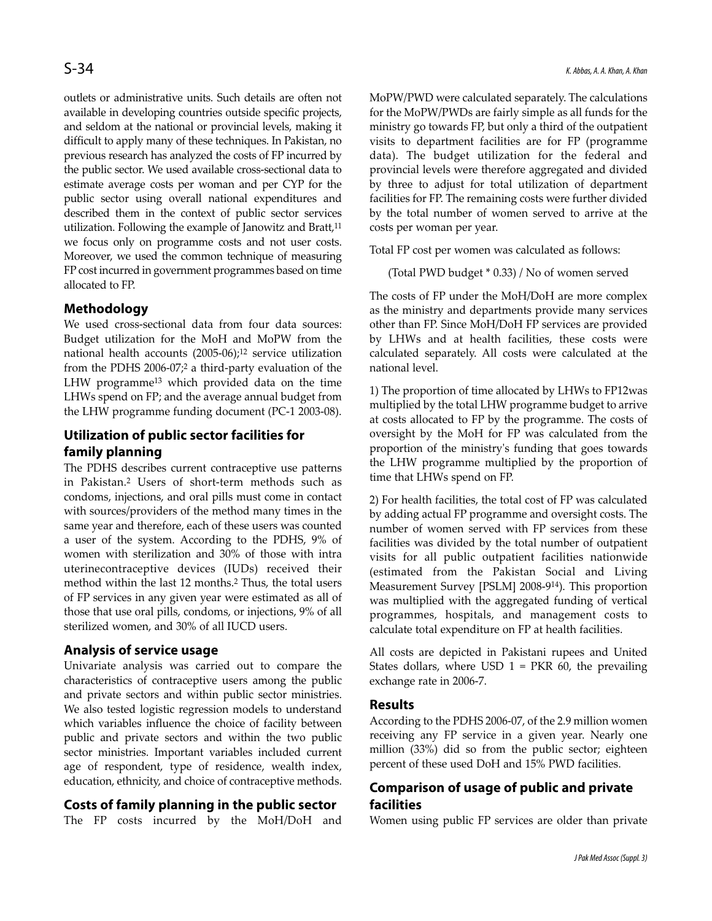outlets or administrative units. Such details are often not available in developing countries outside specific projects, and seldom at the national or provincial levels, making it difficult to apply many of these techniques. In Pakistan, no previous research has analyzed the costs of FP incurred by the public sector. We used available cross-sectional data to estimate average costs per woman and per CYP for the public sector using overall national expenditures and described them in the context of public sector services utilization. Following the example of Janowitz and Bratt,[11] we focus only on programme costs and not user costs. Moreover, we used the common technique of measuring FP cost incurred in government programmes based on time allocated to FP.

## Methodology

We used cross-sectional data from four data sources: Budget utilization for the MoH and MoPW from the national health accounts (2005-06);[12] service utilization from the PDHS 2006-07;[2] a third-party evaluation of the LHW programme[13] which provided data on the time LHWs spend on FP; and the average annual budget from the LHW programme funding document (PC-1 2003-08).

## Utilization of public sector facilities for family planning

The PDHS describes current contraceptive use patterns in Pakistan.[2] Users of short-term methods such as condoms, injections, and oral pills must come in contact with sources/providers of the method many times in the same year and therefore, each of these users was counted a user of the system. According to the PDHS, 9% of women with sterilization and 30% of those with intra uterinecontraceptive devices (IUDs) received their method within the last 12 months.[2] Thus, the total users of FP services in any given year were estimated as all of those that use oral pills, condoms, or injections, 9% of all sterilized women, and 30% of all IUCD users.

## Analysis of service usage

Univariate analysis was carried out to compare the characteristics of contraceptive users among the public and private sectors and within public sector ministries. We also tested logistic regression models to understand which variables influence the choice of facility between public and private sectors and within the two public sector ministries. Important variables included current age of respondent, type of residence, wealth index, education, ethnicity, and choice of contraceptive methods.

## Costs of family planning in the public sector

The FP costs incurred by the MoH/DoH and MoPW/PWD were calculated separately. The calculations for the MoPW/PWDs are fairly simple as all funds for the ministry go towards FP, but only a third of the outpatient visits to department facilities are for FP (programme data). The budget utilization for the federal and provincial levels were therefore aggregated and divided by three to adjust for total utilization of department facilities for FP. The remaining costs were further divided by the total number of women served to arrive at the costs per woman per year.

Total FP cost per women was calculated as follows:

(Total PWD budget * 0.33) / No of women served

The costs of FP under the MoH/DoH are more complex as the ministry and departments provide many services other than FP. Since MoH/DoH FP services are provided by LHWs and at health facilities, these costs were calculated separately. All costs were calculated at the national level.

1) The proportion of time allocated by LHWs to FP12was multiplied by the total LHW programme budget to arrive at costs allocated to FP by the programme. The costs of oversight by the MoH for FP was calculated from the proportion of the ministry's funding that goes towards the LHW programme multiplied by the proportion of time that LHWs spend on FP.

2) For health facilities, the total cost of FP was calculated by adding actual FP programme and oversight costs. The number of women served with FP services from these facilities was divided by the total number of outpatient visits for all public outpatient facilities nationwide (estimated from the Pakistan Social and Living Measurement Survey [PSLM] 2008-9[14]). This proportion was multiplied with the aggregated funding of vertical programmes, hospitals, and management costs to calculate total expenditure on FP at health facilities.

All costs are depicted in Pakistani rupees and United States dollars, where USD 1 = PKR 60, the prevailing exchange rate in 2006-7.

## Results

According to the PDHS 2006-07, of the 2.9 million women receiving any FP service in a given year. Nearly one million (33%) did so from the public sector; eighteen percent of these used DoH and 15% PWD facilities.

## Comparison of usage of public and private facilities

Women using public FP services are older than private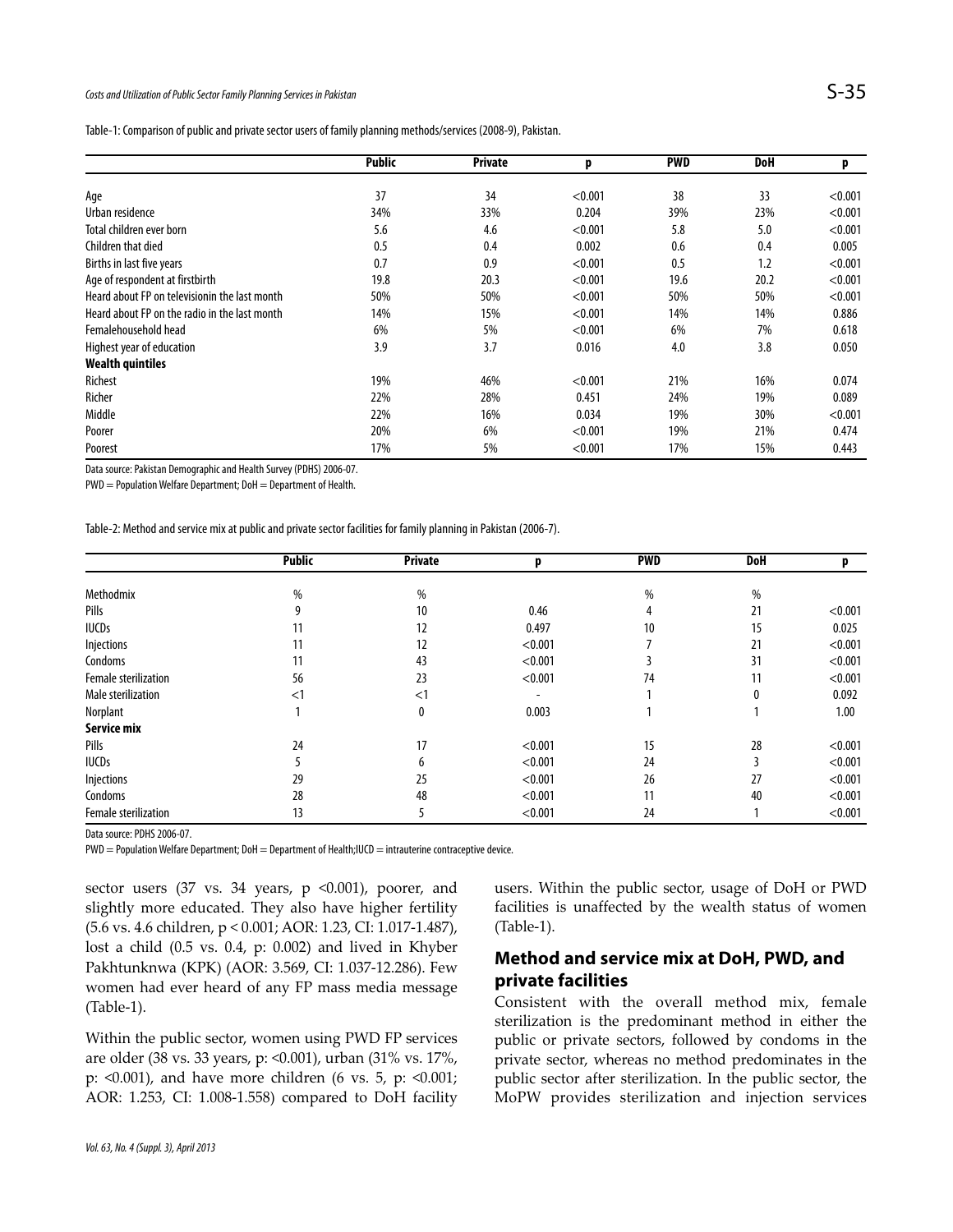Table-1: Comparison of public and private sector users of family planning methods/services (2008-9), Pakistan.

| | Public | Private | p | PWD | DoH | p |
|---|---|---|---|---|---|---|
| Age | 37 | 34 | <0.001 | 38 | 33 | <0.001 |
| Urban residence | 34% | 33% | 0.204 | 39% | 23% | <0.001 |
| Total children ever born | 5.6 | 4.6 | <0.001 | 5.8 | 5.0 | <0.001 |
| Children that died | 0.5 | 0.4 | 0.002 | 0.6 | 0.4 | 0.005 |
| Births in last five years | 0.7 | 0.9 | <0.001 | 0.5 | 1.2 | <0.001 |
| Age of respondent at firstbirth | 19.8 | 20.3 | <0.001 | 19.6 | 20.2 | <0.001 |
| Heard about FP on televisionin the last month | 50% | 50% | <0.001 | 50% | 50% | <0.001 |
| Heard about FP on the radio in the last month | 14% | 15% | <0.001 | 14% | 14% | 0.886 |
| Femalehousehold head | 6% | 5% | <0.001 | 6% | 7% | 0.618 |
| Highest year of education | 3.9 | 3.7 | 0.016 | 4.0 | 3.8 | 0.050 |
| **Wealth quintiles** | | | | | | |
| Richest | 19% | 46% | <0.001 | 21% | 16% | 0.074 |
| Richer | 22% | 28% | 0.451 | 24% | 19% | 0.089 |
| Middle | 22% | 16% | 0.034 | 19% | 30% | <0.001 |
| Poorer | 20% | 6% | <0.001 | 19% | 21% | 0.474 |
| Poorest | 17% | 5% | <0.001 | 17% | 15% | 0.443 |

Data source: Pakistan Demographic and Health Survey (PDHS) 2006-07.

PWD = Population Welfare Department; DoH = Department of Health.

Table-2: Method and service mix at public and private sector facilities for family planning in Pakistan (2006-7).

| | Public | Private | p | PWD | DoH | p |
|---|---|---|---|---|---|---|
| Methodmix | % | % | | % | % | |
| Pills | 9 | 10 | 0.46 | 4 | 21 | <0.001 |
| IUCDs | 11 | 12 | 0.497 | 10 | 15 | 0.025 |
| Injections | 11 | 12 | <0.001 | 7 | 21 | <0.001 |
| Condoms | 11 | 43 | <0.001 | 3 | 31 | <0.001 |
| Female sterilization | 56 | 23 | <0.001 | 74 | 11 | <0.001 |
| Male sterilization | <1 | <1 | - | 1 | 0 | 0.092 |
| Norplant | 1 | 0 | 0.003 | 1 | 1 | 1.00 |
| **Service mix** | | | | | | |
| Pills | 24 | 17 | <0.001 | 15 | 28 | <0.001 |
| IUCDs | 5 | 6 | <0.001 | 24 | 3 | <0.001 |
| Injections | 29 | 25 | <0.001 | 26 | 27 | <0.001 |
| Condoms | 28 | 48 | <0.001 | 11 | 40 | <0.001 |
| Female sterilization | 13 | 5 | <0.001 | 24 | 1 | <0.001 |

Data source: PDHS 2006-07.

PWD = Population Welfare Department; DoH = Department of Health;IUCD = intrauterine contraceptive device.

sector users (37 vs. 34 years, p <0.001), poorer, and slightly more educated. They also have higher fertility (5.6 vs. 4.6 children, p < 0.001; AOR: 1.23, CI: 1.017-1.487), lost a child (0.5 vs. 0.4, p: 0.002) and lived in Khyber Pakhtunknwa (KPK) (AOR: 3.569, CI: 1.037-12.286). Few women had ever heard of any FP mass media message (Table-1).

Within the public sector, women using PWD FP services are older (38 vs. 33 years, p: <0.001), urban (31% vs. 17%, p: <0.001), and have more children (6 vs. 5, p: <0.001; AOR: 1.253, CI: 1.008-1.558) compared to DoH facility users. Within the public sector, usage of DoH or PWD facilities is unaffected by the wealth status of women (Table-1).

## Method and service mix at DoH, PWD, and private facilities

Consistent with the overall method mix, female sterilization is the predominant method in either the public or private sectors, followed by condoms in the private sector, whereas no method predominates in the public sector after sterilization. In the public sector, the MoPW provides sterilization and injection services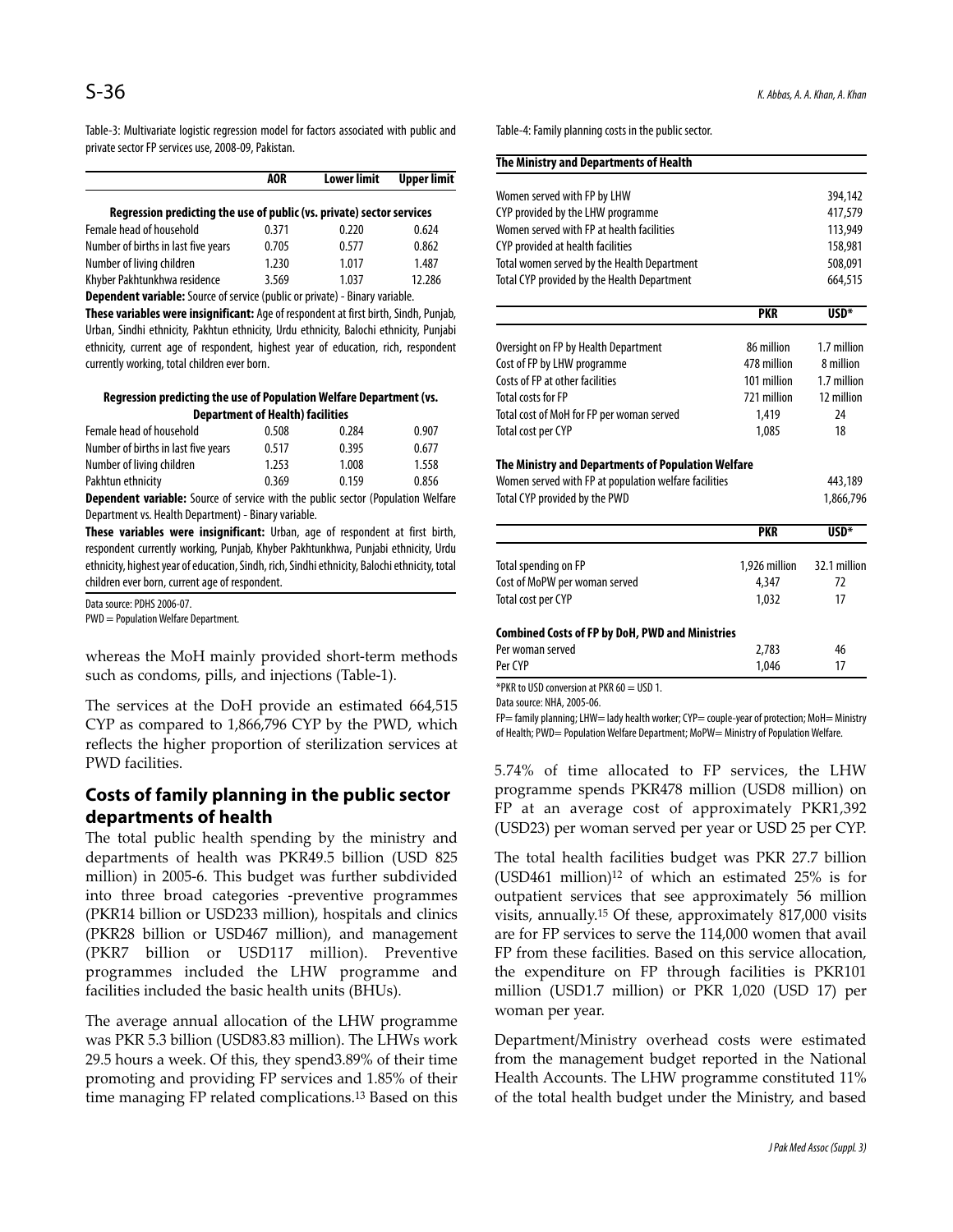Table-3: Multivariate logistic regression model for factors associated with public and private sector FP services use, 2008-09, Pakistan.

| | AOR | Lower limit | Upper limit |
|---|---|---|---|
| **Regression predicting the use of public (vs. private) sector services** | | | |
| Female head of household | 0.371 | 0.220 | 0.624 |
| Number of births in last five years | 0.705 | 0.577 | 0.862 |
| Number of living children | 1.230 | 1.017 | 1.487 |
| Khyber Pakhtunkhwa residence | 3.569 | 1.037 | 12.286 |

**Dependent variable:** Source of service (public or private) - Binary variable.

**These variables were insignificant:** Age of respondent at first birth, Sindh, Punjab, Urban, Sindhi ethnicity, Pakhtun ethnicity, Urdu ethnicity, Balochi ethnicity, Punjabi ethnicity, current age of respondent, highest year of education, rich, respondent currently working, total children ever born.

| | AOR | Lower limit | Upper limit |
|---|---|---|---|
| **Regression predicting the use of Population Welfare Department (vs. Department of Health) facilities** | | | |
| Female head of household | 0.508 | 0.284 | 0.907 |
| Number of births in last five years | 0.517 | 0.395 | 0.677 |
| Number of living children | 1.253 | 1.008 | 1.558 |
| Pakhtun ethnicity | 0.369 | 0.159 | 0.856 |

**Dependent variable:** Source of service with the public sector (Population Welfare Department vs. Health Department) - Binary variable.

**These variables were insignificant:** Urban, age of respondent at first birth, respondent currently working, Punjab, Khyber Pakhtunkhwa, Punjabi ethnicity, Urdu ethnicity, highest year of education, Sindh, rich, Sindhi ethnicity, Balochi ethnicity, total children ever born, current age of respondent.

Data source: PDHS 2006-07.

PWD = Population Welfare Department.

whereas the MoH mainly provided short-term methods such as condoms, pills, and injections (Table-1).

The services at the DoH provide an estimated 664,515 CYP as compared to 1,866,796 CYP by the PWD, which reflects the higher proportion of sterilization services at PWD facilities.

## Costs of family planning in the public sector departments of health

The total public health spending by the ministry and departments of health was PKR49.5 billion (USD 825 million) in 2005-6. This budget was further subdivided into three broad categories -preventive programmes (PKR14 billion or USD233 million), hospitals and clinics (PKR28 billion or USD467 million), and management (PKR7 billion or USD117 million). Preventive programmes included the LHW programme and facilities included the basic health units (BHUs).

The average annual allocation of the LHW programme was PKR 5.3 billion (USD83.83 million). The LHWs work 29.5 hours a week. Of this, they spend3.89% of their time promoting and providing FP services and 1.85% of their time managing FP related complications.[13] Based on this 5.74% of time allocated to FP services, the LHW programme spends PKR478 million (USD8 million) on FP at an average cost of approximately PKR1,392 (USD23) per woman served per year or USD 25 per CYP.

Table-4: Family planning costs in the public sector.

| **The Ministry and Departments of Health** | | |
|---|---|---|
| Women served with FP by LHW | | 394,142 |
| CYP provided by the LHW programme | | 417,579 |
| Women served with FP at health facilities | | 113,949 |
| CYP provided at health facilities | | 158,981 |
| Total women served by the Health Department | | 508,091 |
| Total CYP provided by the Health Department | | 664,515 |
| | **PKR** | **USD*** |
| Oversight on FP by Health Department | 86 million | 1.7 million |
| Cost of FP by LHW programme | 478 million | 8 million |
| Costs of FP at other facilities | 101 million | 1.7 million |
| Total costs for FP | 721 million | 12 million |
| Total cost of MoH for FP per woman served | 1,419 | 24 |
| Total cost per CYP | 1,085 | 18 |
| **The Ministry and Departments of Population Welfare** | | |
| Women served with FP at population welfare facilities | | 443,189 |
| Total CYP provided by the PWD | | 1,866,796 |
| | **PKR** | **USD*** |
| Total spending on FP | 1,926 million | 32.1 million |
| Cost of MoPW per woman served | 4,347 | 72 |
| Total cost per CYP | 1,032 | 17 |
| **Combined Costs of FP by DoH, PWD and Ministries** | | |
| Per woman served | 2,783 | 46 |
| Per CYP | 1,046 | 17 |

*PKR to USD conversion at PKR 60 = USD 1.

Data source: NHA, 2005-06.

FP= family planning; LHW= lady health worker; CYP= couple-year of protection; MoH= Ministry of Health; PWD= Population Welfare Department; MoPW= Ministry of Population Welfare.

The total health facilities budget was PKR 27.7 billion (USD461 million)[12] of which an estimated 25% is for outpatient services that see approximately 56 million visits, annually.[15] Of these, approximately 817,000 visits are for FP services to serve the 114,000 women that avail FP from these facilities. Based on this service allocation, the expenditure on FP through facilities is PKR101 million (USD1.7 million) or PKR 1,020 (USD 17) per woman per year.

Department/Ministry overhead costs were estimated from the management budget reported in the National Health Accounts. The LHW programme constituted 11% of the total health budget under the Ministry, and based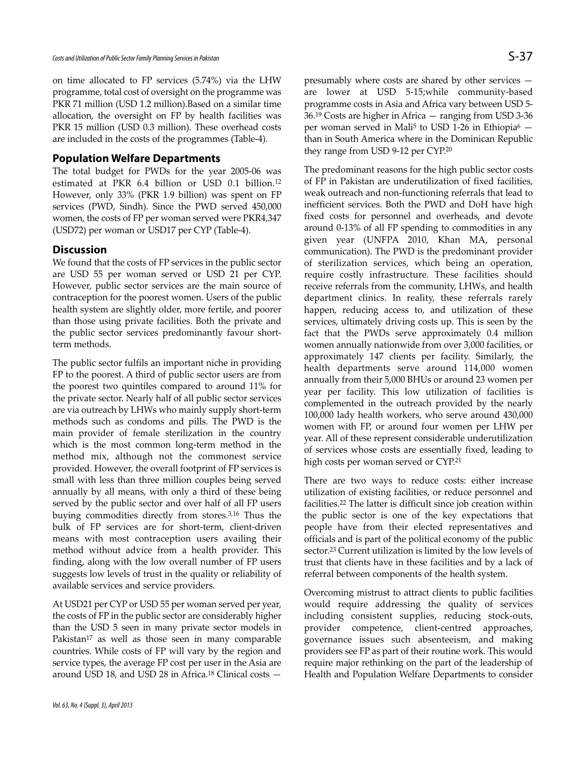on time allocated to FP services (5.74%) via the LHW programme, total cost of oversight on the programme was PKR 71 million (USD 1.2 million).Based on a similar time allocation, the oversight on FP by health facilities was PKR 15 million (USD 0.3 million). These overhead costs are included in the costs of the programmes (Table-4).

## Population Welfare Departments

The total budget for PWDs for the year 2005-06 was estimated at PKR 6.4 billion or USD 0.1 billion.[12] However, only 33% (PKR 1.9 billion) was spent on FP services (PWD, Sindh). Since the PWD served 450,000 women, the costs of FP per woman served were PKR4,347 (USD72) per woman or USD17 per CYP (Table-4).

## Discussion

We found that the costs of FP services in the public sector are USD 55 per woman served or USD 21 per CYP. However, public sector services are the main source of contraception for the poorest women. Users of the public health system are slightly older, more fertile, and poorer than those using private facilities. Both the private and the public sector services predominantly favour short-term methods.

The public sector fulfils an important niche in providing FP to the poorest. A third of public sector users are from the poorest two quintiles compared to around 11% for the private sector. Nearly half of all public sector services are via outreach by LHWs who mainly supply short-term methods such as condoms and pills. The PWD is the main provider of female sterilization in the country which is the most common long-term method in the method mix, although not the commonest service provided. However, the overall footprint of FP services is small with less than three million couples being served annually by all means, with only a third of these being served by the public sector and over half of all FP users buying commodities directly from stores.[3,16] Thus the bulk of FP services are for short-term, client-driven means with most contraception users availing their method without advice from a health provider. This finding, along with the low overall number of FP users suggests low levels of trust in the quality or reliability of available services and service providers.

At USD21 per CYP or USD 55 per woman served per year, the costs of FP in the public sector are considerably higher than the USD 5 seen in many private sector models in Pakistan[17] as well as those seen in many comparable countries. While costs of FP will vary by the region and service types, the average FP cost per user in the Asia are around USD 18, and USD 28 in Africa.[18] Clinical costs — presumably where costs are shared by other services — are lower at USD 5-15;while community-based programme costs in Asia and Africa vary between USD 5-36.[19] Costs are higher in Africa — ranging from USD 3-36 per woman served in Mali[5] to USD 1-26 in Ethiopia[6] — than in South America where in the Dominican Republic they range from USD 9-12 per CYP.[20]

The predominant reasons for the high public sector costs of FP in Pakistan are underutilization of fixed facilities, weak outreach and non-functioning referrals that lead to inefficient services. Both the PWD and DoH have high fixed costs for personnel and overheads, and devote around 0-13% of all FP spending to commodities in any given year (UNFPA 2010, Khan MA, personal communication). The PWD is the predominant provider of sterilization services, which being an operation, require costly infrastructure. These facilities should receive referrals from the community, LHWs, and health department clinics. In reality, these referrals rarely happen, reducing access to, and utilization of these services, ultimately driving costs up. This is seen by the fact that the PWDs serve approximately 0.4 million women annually nationwide from over 3,000 facilities, or approximately 147 clients per facility. Similarly, the health departments serve around 114,000 women annually from their 5,000 BHUs or around 23 women per year per facility. This low utilization of facilities is complemented in the outreach provided by the nearly 100,000 lady health workers, who serve around 430,000 women with FP, or around four women per LHW per year. All of these represent considerable underutilization of services whose costs are essentially fixed, leading to high costs per woman served or CYP.[21]

There are two ways to reduce costs: either increase utilization of existing facilities, or reduce personnel and facilities.[22] The latter is difficult since job creation within the public sector is one of the key expectations that people have from their elected representatives and officials and is part of the political economy of the public sector.[23] Current utilization is limited by the low levels of trust that clients have in these facilities and by a lack of referral between components of the health system.

Overcoming mistrust to attract clients to public facilities would require addressing the quality of services including consistent supplies, reducing stock-outs, provider competence, client-centred approaches, governance issues such absenteeism, and making providers see FP as part of their routine work. This would require major rethinking on the part of the leadership of Health and Population Welfare Departments to consider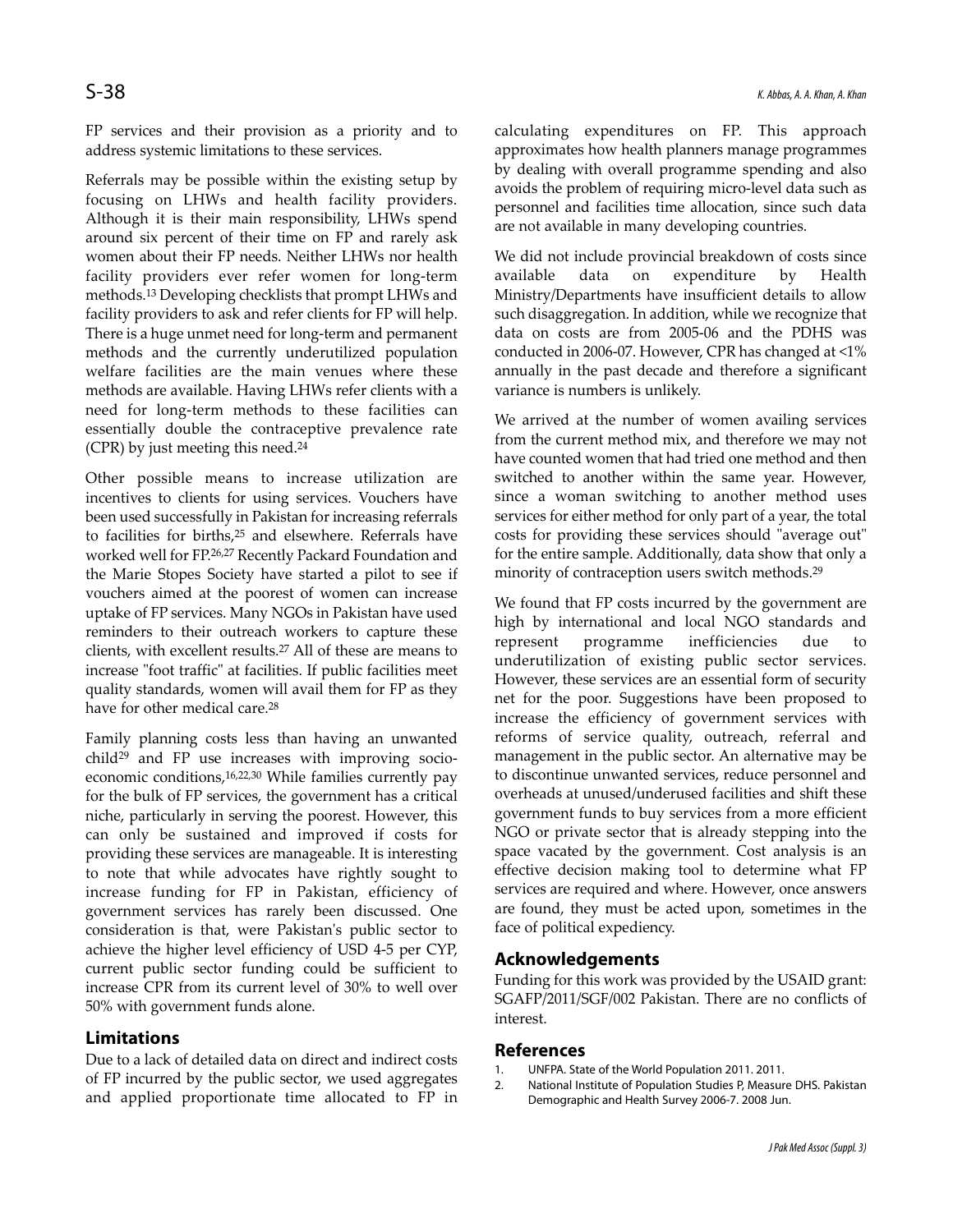FP services and their provision as a priority and to address systemic limitations to these services.

Referrals may be possible within the existing setup by focusing on LHWs and health facility providers. Although it is their main responsibility, LHWs spend around six percent of their time on FP and rarely ask women about their FP needs. Neither LHWs nor health facility providers ever refer women for long-term methods.[13] Developing checklists that prompt LHWs and facility providers to ask and refer clients for FP will help. There is a huge unmet need for long-term and permanent methods and the currently underutilized population welfare facilities are the main venues where these methods are available. Having LHWs refer clients with a need for long-term methods to these facilities can essentially double the contraceptive prevalence rate (CPR) by just meeting this need.[24]

Other possible means to increase utilization are incentives to clients for using services. Vouchers have been used successfully in Pakistan for increasing referrals to facilities for births,[25] and elsewhere. Referrals have worked well for FP.[26,27] Recently Packard Foundation and the Marie Stopes Society have started a pilot to see if vouchers aimed at the poorest of women can increase uptake of FP services. Many NGOs in Pakistan have used reminders to their outreach workers to capture these clients, with excellent results.[27] All of these are means to increase "foot traffic" at facilities. If public facilities meet quality standards, women will avail them for FP as they have for other medical care.[28]

Family planning costs less than having an unwanted child[29] and FP use increases with improving socio-economic conditions,[16,22,30] While families currently pay for the bulk of FP services, the government has a critical niche, particularly in serving the poorest. However, this can only be sustained and improved if costs for providing these services are manageable. It is interesting to note that while advocates have rightly sought to increase funding for FP in Pakistan, efficiency of government services has rarely been discussed. One consideration is that, were Pakistan's public sector to achieve the higher level efficiency of USD 4-5 per CYP, current public sector funding could be sufficient to increase CPR from its current level of 30% to well over 50% with government funds alone.

## Limitations

Due to a lack of detailed data on direct and indirect costs of FP incurred by the public sector, we used aggregates and applied proportionate time allocated to FP in calculating expenditures on FP. This approach approximates how health planners manage programmes by dealing with overall programme spending and also avoids the problem of requiring micro-level data such as personnel and facilities time allocation, since such data are not available in many developing countries.

We did not include provincial breakdown of costs since available data on expenditure by Health Ministry/Departments have insufficient details to allow such disaggregation. In addition, while we recognize that data on costs are from 2005-06 and the PDHS was conducted in 2006-07. However, CPR has changed at <1% annually in the past decade and therefore a significant variance is numbers is unlikely.

We arrived at the number of women availing services from the current method mix, and therefore we may not have counted women that had tried one method and then switched to another within the same year. However, since a woman switching to another method uses services for either method for only part of a year, the total costs for providing these services should "average out" for the entire sample. Additionally, data show that only a minority of contraception users switch methods.[29]

We found that FP costs incurred by the government are high by international and local NGO standards and represent programme inefficiencies due to underutilization of existing public sector services. However, these services are an essential form of security net for the poor. Suggestions have been proposed to increase the efficiency of government services with reforms of service quality, outreach, referral and management in the public sector. An alternative may be to discontinue unwanted services, reduce personnel and overheads at unused/underused facilities and shift these government funds to buy services from a more efficient NGO or private sector that is already stepping into the space vacated by the government. Cost analysis is an effective decision making tool to determine what FP services are required and where. However, once answers are found, they must be acted upon, sometimes in the face of political expediency.

## Acknowledgements

Funding for this work was provided by the USAID grant: SGAFP/2011/SGF/002 Pakistan. There are no conflicts of interest.

## References

1. UNFPA. State of the World Population 2011. 2011.
2. National Institute of Population Studies P, Measure DHS. Pakistan Demographic and Health Survey 2006-7. 2008 Jun.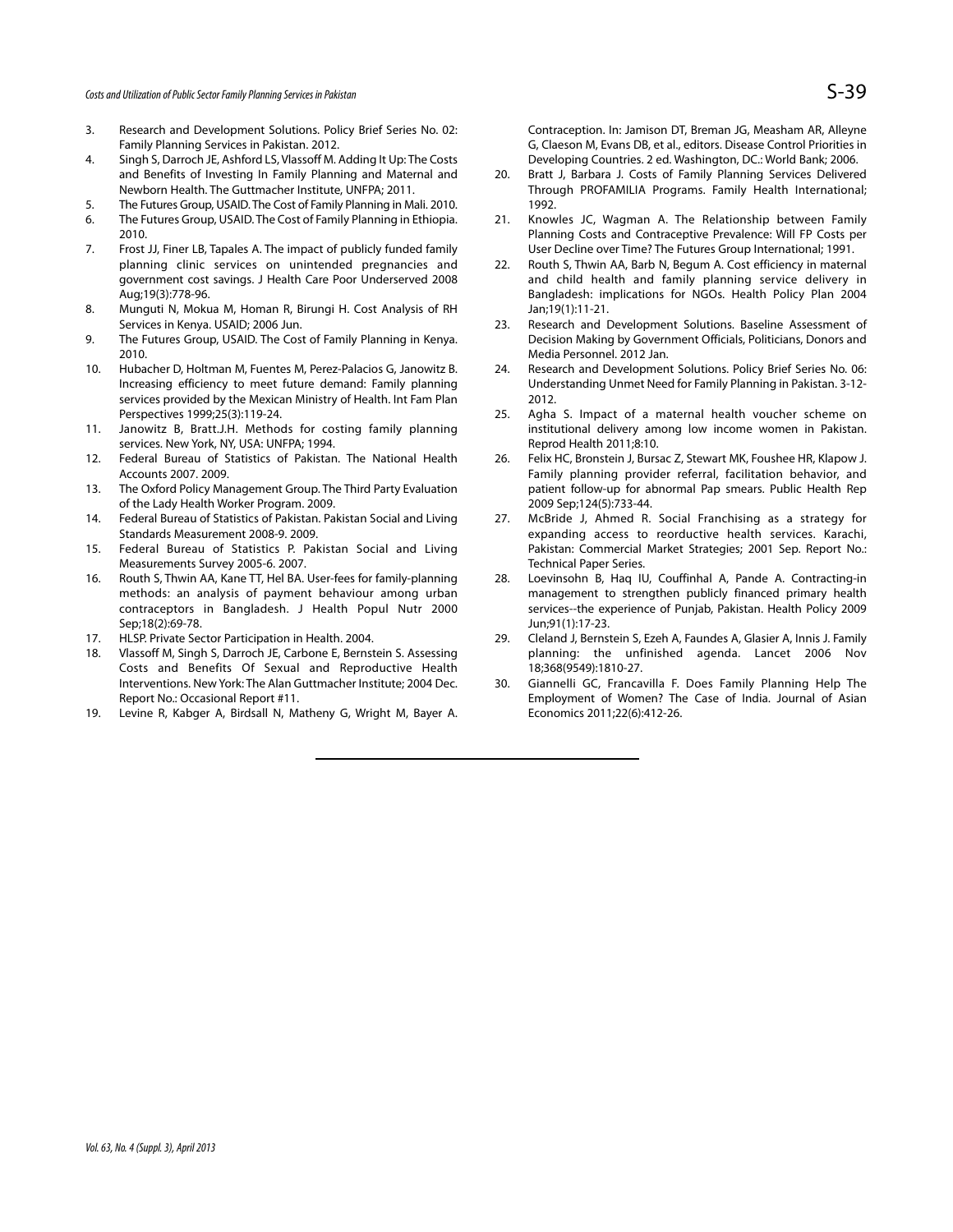3. Research and Development Solutions. Policy Brief Series No. 02: Family Planning Services in Pakistan. 2012.
4. Singh S, Darroch JE, Ashford LS, Vlassoff M. Adding It Up: The Costs and Benefits of Investing In Family Planning and Maternal and Newborn Health. The Guttmacher Institute, UNFPA; 2011.
5. The Futures Group, USAID. The Cost of Family Planning in Mali. 2010.
6. The Futures Group, USAID. The Cost of Family Planning in Ethiopia. 2010.
7. Frost JJ, Finer LB, Tapales A. The impact of publicly funded family planning clinic services on unintended pregnancies and government cost savings. J Health Care Poor Underserved 2008 Aug;19(3):778-96.
8. Munguti N, Mokua M, Homan R, Birungi H. Cost Analysis of RH Services in Kenya. USAID; 2006 Jun.
9. The Futures Group, USAID. The Cost of Family Planning in Kenya. 2010.
10. Hubacher D, Holtman M, Fuentes M, Perez-Palacios G, Janowitz B. Increasing efficiency to meet future demand: Family planning services provided by the Mexican Ministry of Health. Int Fam Plan Perspectives 1999;25(3):119-24.
11. Janowitz B, Bratt.J.H. Methods for costing family planning services. New York, NY, USA: UNFPA; 1994.
12. Federal Bureau of Statistics of Pakistan. The National Health Accounts 2007. 2009.
13. The Oxford Policy Management Group. The Third Party Evaluation of the Lady Health Worker Program. 2009.
14. Federal Bureau of Statistics of Pakistan. Pakistan Social and Living Standards Measurement 2008-9. 2009.
15. Federal Bureau of Statistics P. Pakistan Social and Living Measurements Survey 2005-6. 2007.
16. Routh S, Thwin AA, Kane TT, Hel BA. User-fees for family-planning methods: an analysis of payment behaviour among urban contraceptors in Bangladesh. J Health Popul Nutr 2000 Sep;18(2):69-78.
17. HLSP. Private Sector Participation in Health. 2004.
18. Vlassoff M, Singh S, Darroch JE, Carbone E, Bernstein S. Assessing Costs and Benefits Of Sexual and Reproductive Health Interventions. New York: The Alan Guttmacher Institute; 2004 Dec. Report No.: Occasional Report #11.
19. Levine R, Kabger A, Birdsall N, Matheny G, Wright M, Bayer A. Contraception. In: Jamison DT, Breman JG, Measham AR, Alleyne G, Claeson M, Evans DB, et al., editors. Disease Control Priorities in Developing Countries. 2 ed. Washington, DC.: World Bank; 2006.
20. Bratt J, Barbara J. Costs of Family Planning Services Delivered Through PROFAMILIA Programs. Family Health International; 1992.
21. Knowles JC, Wagman A. The Relationship between Family Planning Costs and Contraceptive Prevalence: Will FP Costs per User Decline over Time? The Futures Group International; 1991.
22. Routh S, Thwin AA, Barb N, Begum A. Cost efficiency in maternal and child health and family planning service delivery in Bangladesh: implications for NGOs. Health Policy Plan 2004 Jan;19(1):11-21.
23. Research and Development Solutions. Baseline Assessment of Decision Making by Government Officials, Politicians, Donors and Media Personnel. 2012 Jan.
24. Research and Development Solutions. Policy Brief Series No. 06: Understanding Unmet Need for Family Planning in Pakistan. 3-12-2012.
25. Agha S. Impact of a maternal health voucher scheme on institutional delivery among low income women in Pakistan. Reprod Health 2011;8:10.
26. Felix HC, Bronstein J, Bursac Z, Stewart MK, Foushee HR, Klapow J. Family planning provider referral, facilitation behavior, and patient follow-up for abnormal Pap smears. Public Health Rep 2009 Sep;124(5):733-44.
27. McBride J, Ahmed R. Social Franchising as a strategy for expanding access to reorductive health services. Karachi, Pakistan: Commercial Market Strategies; 2001 Sep. Report No.: Technical Paper Series.
28. Loevinsohn B, Haq IU, Couffinhal A, Pande A. Contracting-in management to strengthen publicly financed primary health services--the experience of Punjab, Pakistan. Health Policy 2009 Jun;91(1):17-23.
29. Cleland J, Bernstein S, Ezeh A, Faundes A, Glasier A, Innis J. Family planning: the unfinished agenda. Lancet 2006 Nov 18;368(9549):1810-27.
30. Giannelli GC, Francavilla F. Does Family Planning Help The Employment of Women? The Case of India. Journal of Asian Economics 2011;22(6):412-26.